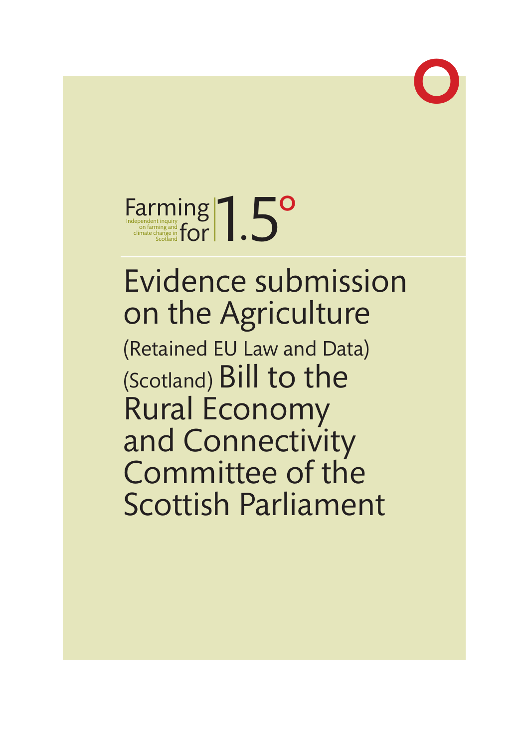Farming for 1.5°

Independent inquiry on farming and climate change in Scotland

# Evidence submission on the Agriculture (Retained EU Law and Data) (Scotland) Bill to the Rural Economy and Connectivity Committee of the Scottish Parliament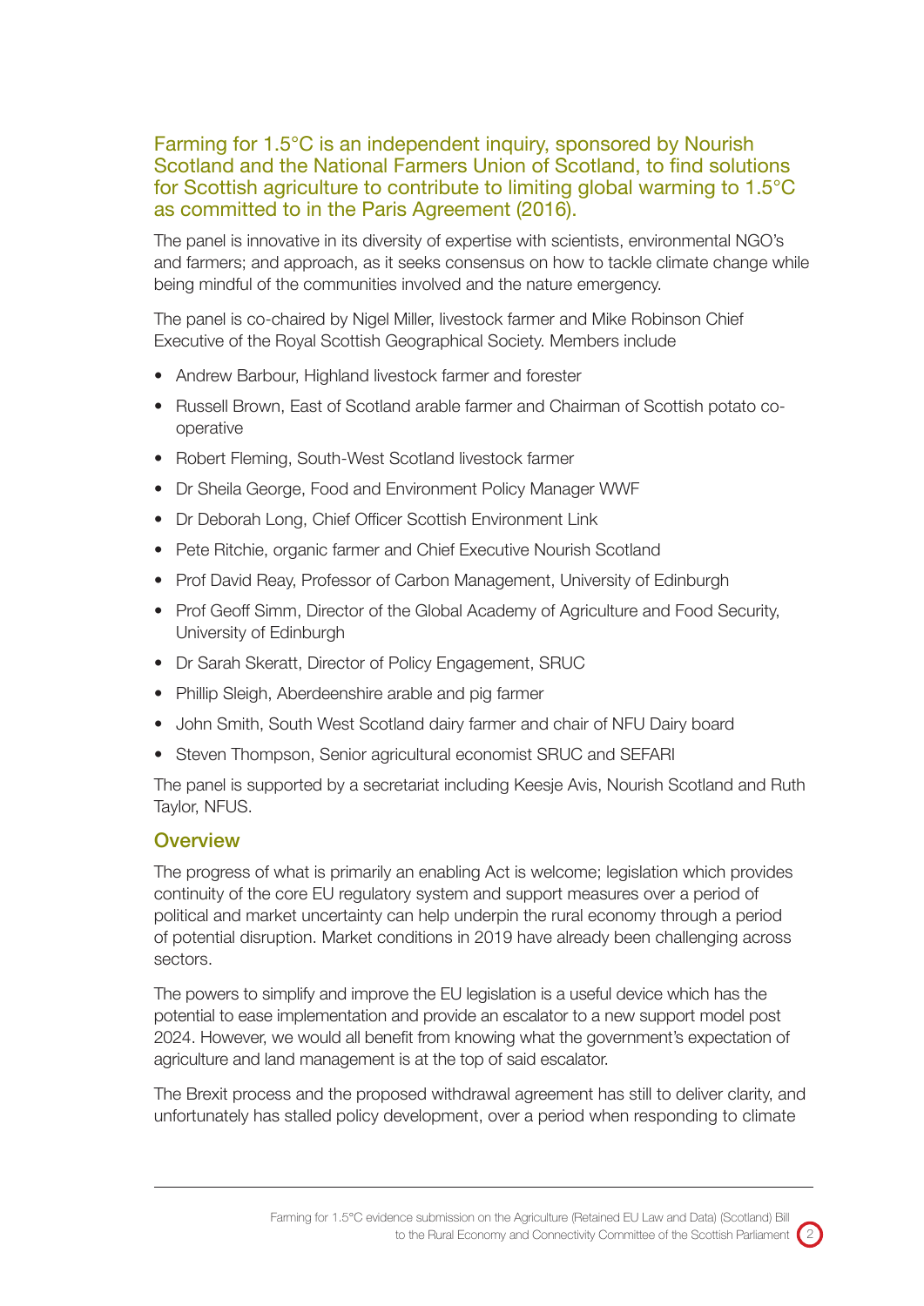Farming for 1.5°C is an independent inquiry, sponsored by Nourish Scotland and the National Farmers Union of Scotland, to find solutions for Scottish agriculture to contribute to limiting global warming to 1.5°C as committed to in the Paris Agreement (2016).

The panel is innovative in its diversity of expertise with scientists, environmental NGO's and farmers; and approach, as it seeks consensus on how to tackle climate change while being mindful of the communities involved and the nature emergency.

The panel is co-chaired by Nigel Miller, livestock farmer and Mike Robinson Chief Executive of the Royal Scottish Geographical Society. Members include

- Andrew Barbour, Highland livestock farmer and forester
- Russell Brown, East of Scotland arable farmer and Chairman of Scottish potato co-operative
- Robert Fleming, South-West Scotland livestock farmer
- Dr Sheila George, Food and Environment Policy Manager WWF
- Dr Deborah Long, Chief Officer Scottish Environment Link
- Pete Ritchie, organic farmer and Chief Executive Nourish Scotland
- Prof David Reay, Professor of Carbon Management, University of Edinburgh
- Prof Geoff Simm, Director of the Global Academy of Agriculture and Food Security, University of Edinburgh
- Dr Sarah Skeratt, Director of Policy Engagement, SRUC
- Phillip Sleigh, Aberdeenshire arable and pig farmer
- John Smith, South West Scotland dairy farmer and chair of NFU Dairy board
- Steven Thompson, Senior agricultural economist SRUC and SEFARI

The panel is supported by a secretariat including Keesje Avis, Nourish Scotland and Ruth Taylor, NFUS.

## Overview

The progress of what is primarily an enabling Act is welcome; legislation which provides continuity of the core EU regulatory system and support measures over a period of political and market uncertainty can help underpin the rural economy through a period of potential disruption. Market conditions in 2019 have already been challenging across sectors.

The powers to simplify and improve the EU legislation is a useful device which has the potential to ease implementation and provide an escalator to a new support model post 2024. However, we would all benefit from knowing what the government's expectation of agriculture and land management is at the top of said escalator.

The Brexit process and the proposed withdrawal agreement has still to deliver clarity, and unfortunately has stalled policy development, over a period when responding to climate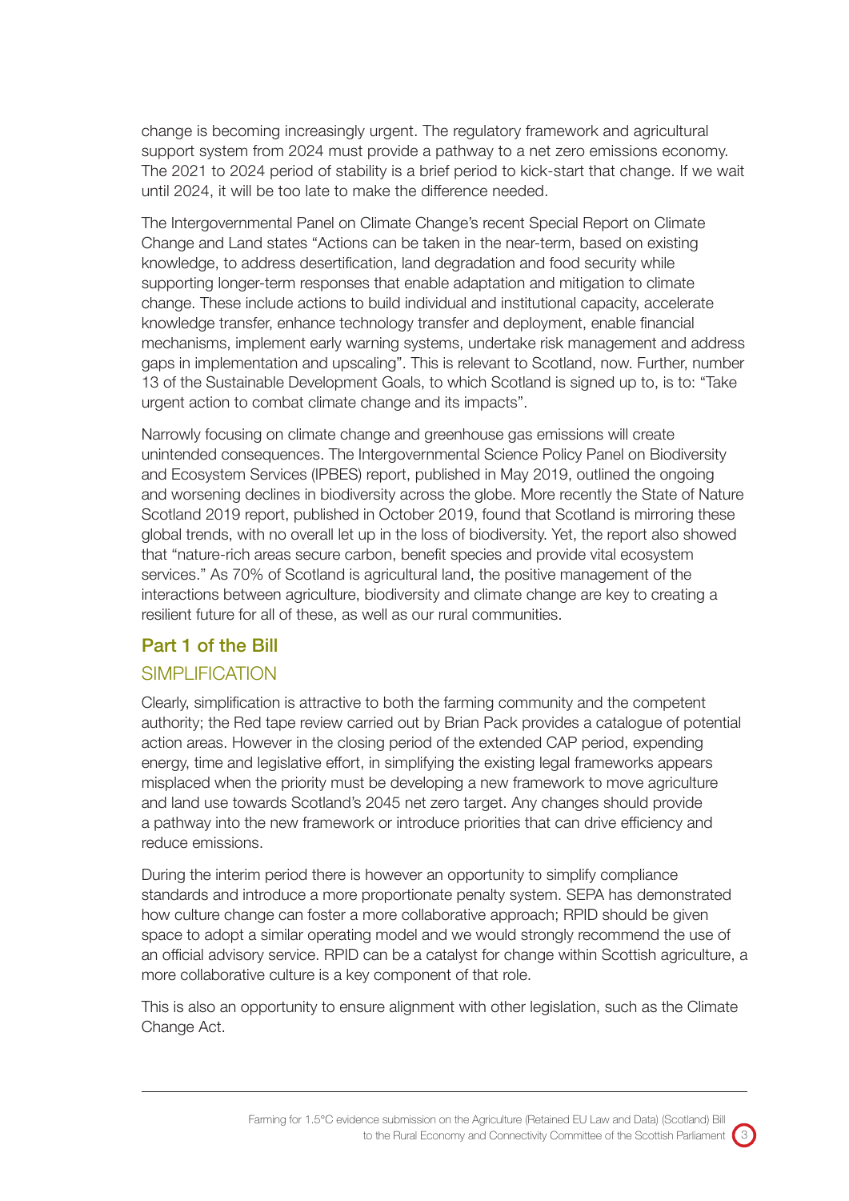change is becoming increasingly urgent. The regulatory framework and agricultural support system from 2024 must provide a pathway to a net zero emissions economy. The 2021 to 2024 period of stability is a brief period to kick-start that change. If we wait until 2024, it will be too late to make the difference needed.

The Intergovernmental Panel on Climate Change's recent Special Report on Climate Change and Land states "Actions can be taken in the near-term, based on existing knowledge, to address desertification, land degradation and food security while supporting longer-term responses that enable adaptation and mitigation to climate change. These include actions to build individual and institutional capacity, accelerate knowledge transfer, enhance technology transfer and deployment, enable financial mechanisms, implement early warning systems, undertake risk management and address gaps in implementation and upscaling". This is relevant to Scotland, now. Further, number 13 of the Sustainable Development Goals, to which Scotland is signed up to, is to: "Take urgent action to combat climate change and its impacts".

Narrowly focusing on climate change and greenhouse gas emissions will create unintended consequences. The Intergovernmental Science Policy Panel on Biodiversity and Ecosystem Services (IPBES) report, published in May 2019, outlined the ongoing and worsening declines in biodiversity across the globe. More recently the State of Nature Scotland 2019 report, published in October 2019, found that Scotland is mirroring these global trends, with no overall let up in the loss of biodiversity. Yet, the report also showed that "nature-rich areas secure carbon, benefit species and provide vital ecosystem services." As 70% of Scotland is agricultural land, the positive management of the interactions between agriculture, biodiversity and climate change are key to creating a resilient future for all of these, as well as our rural communities.

## Part 1 of the Bill

### SIMPLIFICATION

Clearly, simplification is attractive to both the farming community and the competent authority; the Red tape review carried out by Brian Pack provides a catalogue of potential action areas. However in the closing period of the extended CAP period, expending energy, time and legislative effort, in simplifying the existing legal frameworks appears misplaced when the priority must be developing a new framework to move agriculture and land use towards Scotland's 2045 net zero target. Any changes should provide a pathway into the new framework or introduce priorities that can drive efficiency and reduce emissions.

During the interim period there is however an opportunity to simplify compliance standards and introduce a more proportionate penalty system. SEPA has demonstrated how culture change can foster a more collaborative approach; RPID should be given space to adopt a similar operating model and we would strongly recommend the use of an official advisory service. RPID can be a catalyst for change within Scottish agriculture, a more collaborative culture is a key component of that role.

This is also an opportunity to ensure alignment with other legislation, such as the Climate Change Act.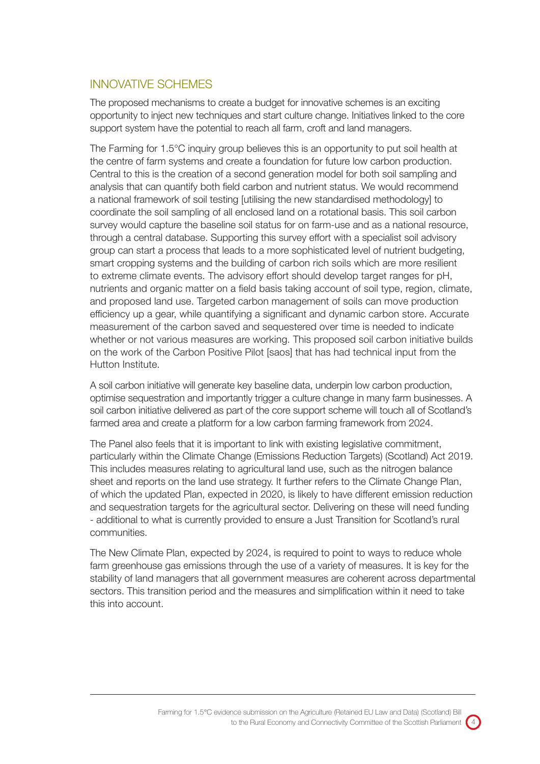## INNOVATIVE SCHEMES

The proposed mechanisms to create a budget for innovative schemes is an exciting opportunity to inject new techniques and start culture change. Initiatives linked to the core support system have the potential to reach all farm, croft and land managers.

The Farming for 1.5°C inquiry group believes this is an opportunity to put soil health at the centre of farm systems and create a foundation for future low carbon production. Central to this is the creation of a second generation model for both soil sampling and analysis that can quantify both field carbon and nutrient status. We would recommend a national framework of soil testing [utilising the new standardised methodology] to coordinate the soil sampling of all enclosed land on a rotational basis. This soil carbon survey would capture the baseline soil status for on farm-use and as a national resource, through a central database. Supporting this survey effort with a specialist soil advisory group can start a process that leads to a more sophisticated level of nutrient budgeting, smart cropping systems and the building of carbon rich soils which are more resilient to extreme climate events. The advisory effort should develop target ranges for pH, nutrients and organic matter on a field basis taking account of soil type, region, climate, and proposed land use. Targeted carbon management of soils can move production efficiency up a gear, while quantifying a significant and dynamic carbon store. Accurate measurement of the carbon saved and sequestered over time is needed to indicate whether or not various measures are working. This proposed soil carbon initiative builds on the work of the Carbon Positive Pilot [saos] that has had technical input from the Hutton Institute.

A soil carbon initiative will generate key baseline data, underpin low carbon production, optimise sequestration and importantly trigger a culture change in many farm businesses. A soil carbon initiative delivered as part of the core support scheme will touch all of Scotland's farmed area and create a platform for a low carbon farming framework from 2024.

The Panel also feels that it is important to link with existing legislative commitment, particularly within the Climate Change (Emissions Reduction Targets) (Scotland) Act 2019. This includes measures relating to agricultural land use, such as the nitrogen balance sheet and reports on the land use strategy. It further refers to the Climate Change Plan, of which the updated Plan, expected in 2020, is likely to have different emission reduction and sequestration targets for the agricultural sector. Delivering on these will need funding - additional to what is currently provided to ensure a Just Transition for Scotland's rural communities.

The New Climate Plan, expected by 2024, is required to point to ways to reduce whole farm greenhouse gas emissions through the use of a variety of measures. It is key for the stability of land managers that all government measures are coherent across departmental sectors. This transition period and the measures and simplification within it need to take this into account.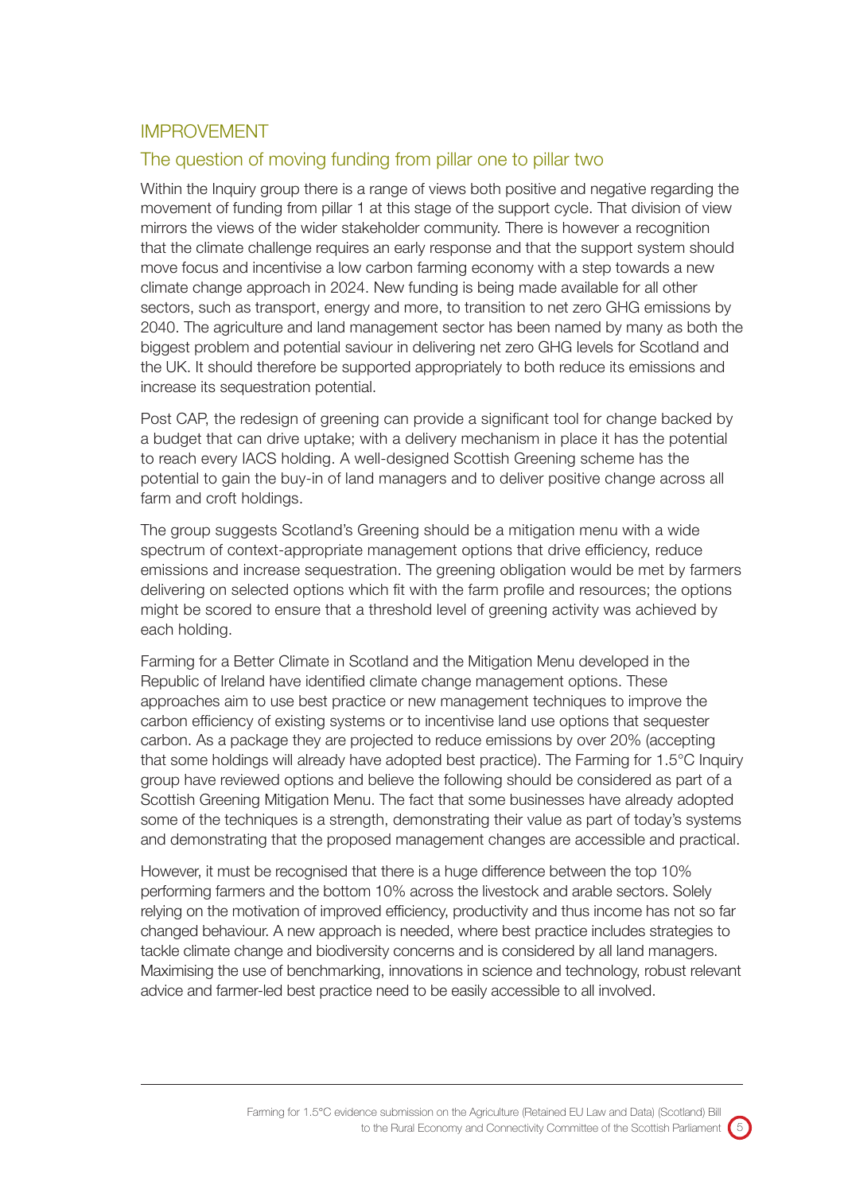## IMPROVEMENT

### The question of moving funding from pillar one to pillar two

Within the Inquiry group there is a range of views both positive and negative regarding the movement of funding from pillar 1 at this stage of the support cycle. That division of view mirrors the views of the wider stakeholder community. There is however a recognition that the climate challenge requires an early response and that the support system should move focus and incentivise a low carbon farming economy with a step towards a new climate change approach in 2024. New funding is being made available for all other sectors, such as transport, energy and more, to transition to net zero GHG emissions by 2040. The agriculture and land management sector has been named by many as both the biggest problem and potential saviour in delivering net zero GHG levels for Scotland and the UK. It should therefore be supported appropriately to both reduce its emissions and increase its sequestration potential.

Post CAP, the redesign of greening can provide a significant tool for change backed by a budget that can drive uptake; with a delivery mechanism in place it has the potential to reach every IACS holding. A well-designed Scottish Greening scheme has the potential to gain the buy-in of land managers and to deliver positive change across all farm and croft holdings.

The group suggests Scotland's Greening should be a mitigation menu with a wide spectrum of context-appropriate management options that drive efficiency, reduce emissions and increase sequestration. The greening obligation would be met by farmers delivering on selected options which fit with the farm profile and resources; the options might be scored to ensure that a threshold level of greening activity was achieved by each holding.

Farming for a Better Climate in Scotland and the Mitigation Menu developed in the Republic of Ireland have identified climate change management options. These approaches aim to use best practice or new management techniques to improve the carbon efficiency of existing systems or to incentivise land use options that sequester carbon. As a package they are projected to reduce emissions by over 20% (accepting that some holdings will already have adopted best practice). The Farming for 1.5°C Inquiry group have reviewed options and believe the following should be considered as part of a Scottish Greening Mitigation Menu. The fact that some businesses have already adopted some of the techniques is a strength, demonstrating their value as part of today's systems and demonstrating that the proposed management changes are accessible and practical.

However, it must be recognised that there is a huge difference between the top 10% performing farmers and the bottom 10% across the livestock and arable sectors. Solely relying on the motivation of improved efficiency, productivity and thus income has not so far changed behaviour. A new approach is needed, where best practice includes strategies to tackle climate change and biodiversity concerns and is considered by all land managers. Maximising the use of benchmarking, innovations in science and technology, robust relevant advice and farmer-led best practice need to be easily accessible to all involved.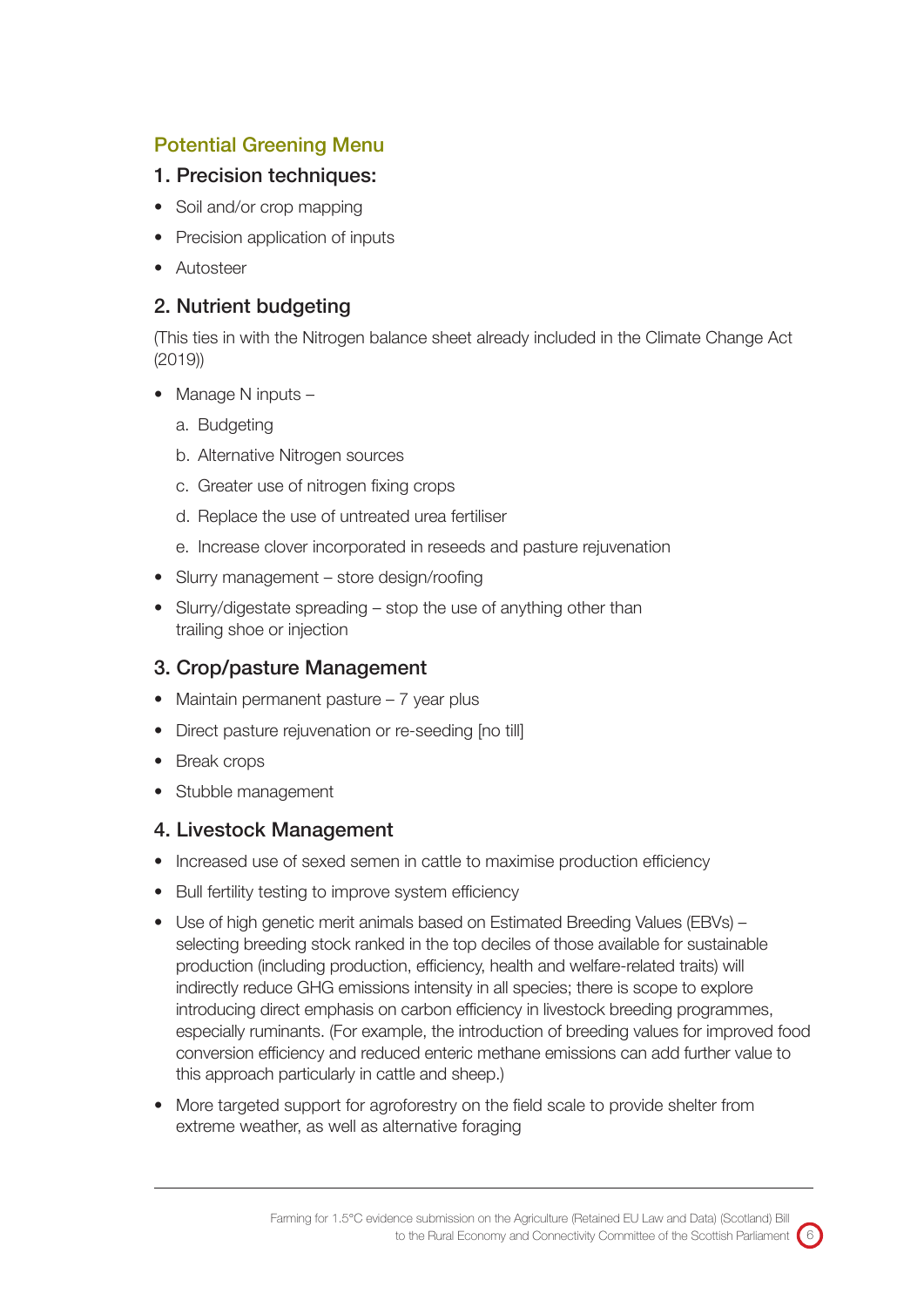## Potential Greening Menu

### 1. Precision techniques:

- Soil and/or crop mapping
- Precision application of inputs
- Autosteer

### 2. Nutrient budgeting

(This ties in with the Nitrogen balance sheet already included in the Climate Change Act (2019))

- Manage N inputs –
  a. Budgeting
  b. Alternative Nitrogen sources
  c. Greater use of nitrogen fixing crops
  d. Replace the use of untreated urea fertiliser
  e. Increase clover incorporated in reseeds and pasture rejuvenation
- Slurry management – store design/roofing
- Slurry/digestate spreading – stop the use of anything other than trailing shoe or injection

### 3. Crop/pasture Management

- Maintain permanent pasture – 7 year plus
- Direct pasture rejuvenation or re-seeding [no till]
- Break crops
- Stubble management

### 4. Livestock Management

- Increased use of sexed semen in cattle to maximise production efficiency
- Bull fertility testing to improve system efficiency
- Use of high genetic merit animals based on Estimated Breeding Values (EBVs) – selecting breeding stock ranked in the top deciles of those available for sustainable production (including production, efficiency, health and welfare-related traits) will indirectly reduce GHG emissions intensity in all species; there is scope to explore introducing direct emphasis on carbon efficiency in livestock breeding programmes, especially ruminants. (For example, the introduction of breeding values for improved food conversion efficiency and reduced enteric methane emissions can add further value to this approach particularly in cattle and sheep.)
- More targeted support for agroforestry on the field scale to provide shelter from extreme weather, as well as alternative foraging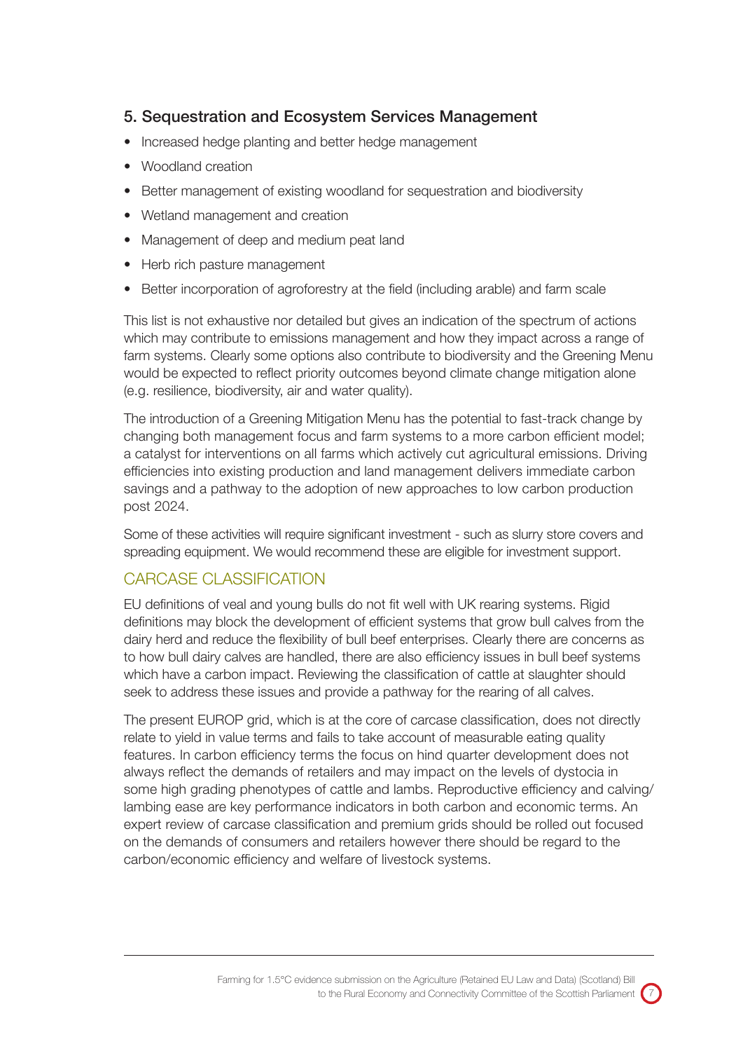### 5. Sequestration and Ecosystem Services Management

- Increased hedge planting and better hedge management
- Woodland creation
- Better management of existing woodland for sequestration and biodiversity
- Wetland management and creation
- Management of deep and medium peat land
- Herb rich pasture management
- Better incorporation of agroforestry at the field (including arable) and farm scale

This list is not exhaustive nor detailed but gives an indication of the spectrum of actions which may contribute to emissions management and how they impact across a range of farm systems. Clearly some options also contribute to biodiversity and the Greening Menu would be expected to reflect priority outcomes beyond climate change mitigation alone (e.g. resilience, biodiversity, air and water quality).

The introduction of a Greening Mitigation Menu has the potential to fast-track change by changing both management focus and farm systems to a more carbon efficient model; a catalyst for interventions on all farms which actively cut agricultural emissions. Driving efficiencies into existing production and land management delivers immediate carbon savings and a pathway to the adoption of new approaches to low carbon production post 2024.

Some of these activities will require significant investment - such as slurry store covers and spreading equipment. We would recommend these are eligible for investment support.

## CARCASE CLASSIFICATION

EU definitions of veal and young bulls do not fit well with UK rearing systems. Rigid definitions may block the development of efficient systems that grow bull calves from the dairy herd and reduce the flexibility of bull beef enterprises. Clearly there are concerns as to how bull dairy calves are handled, there are also efficiency issues in bull beef systems which have a carbon impact. Reviewing the classification of cattle at slaughter should seek to address these issues and provide a pathway for the rearing of all calves.

The present EUROP grid, which is at the core of carcase classification, does not directly relate to yield in value terms and fails to take account of measurable eating quality features. In carbon efficiency terms the focus on hind quarter development does not always reflect the demands of retailers and may impact on the levels of dystocia in some high grading phenotypes of cattle and lambs. Reproductive efficiency and calving/lambing ease are key performance indicators in both carbon and economic terms. An expert review of carcase classification and premium grids should be rolled out focused on the demands of consumers and retailers however there should be regard to the carbon/economic efficiency and welfare of livestock systems.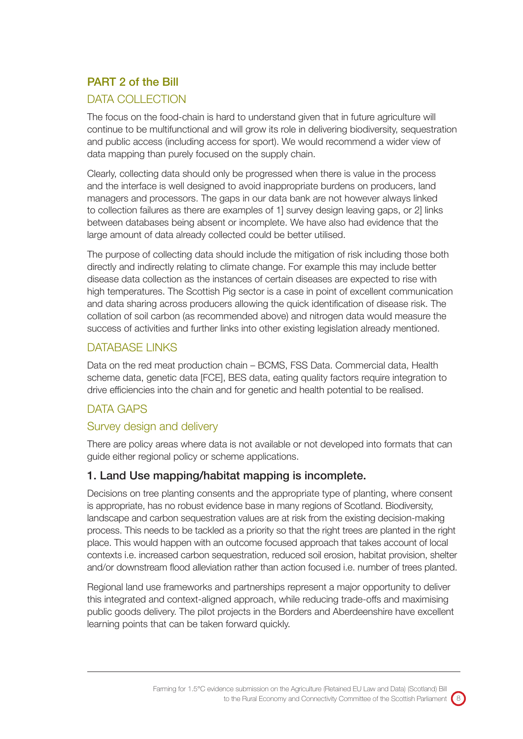## PART 2 of the Bill

### DATA COLLECTION

The focus on the food-chain is hard to understand given that in future agriculture will continue to be multifunctional and will grow its role in delivering biodiversity, sequestration and public access (including access for sport). We would recommend a wider view of data mapping than purely focused on the supply chain.

Clearly, collecting data should only be progressed when there is value in the process and the interface is well designed to avoid inappropriate burdens on producers, land managers and processors. The gaps in our data bank are not however always linked to collection failures as there are examples of 1] survey design leaving gaps, or 2] links between databases being absent or incomplete. We have also had evidence that the large amount of data already collected could be better utilised.

The purpose of collecting data should include the mitigation of risk including those both directly and indirectly relating to climate change. For example this may include better disease data collection as the instances of certain diseases are expected to rise with high temperatures. The Scottish Pig sector is a case in point of excellent communication and data sharing across producers allowing the quick identification of disease risk. The collation of soil carbon (as recommended above) and nitrogen data would measure the success of activities and further links into other existing legislation already mentioned.

### DATABASE LINKS

Data on the red meat production chain – BCMS, FSS Data. Commercial data, Health scheme data, genetic data [FCE], BES data, eating quality factors require integration to drive efficiencies into the chain and for genetic and health potential to be realised.

### DATA GAPS

#### Survey design and delivery

There are policy areas where data is not available or not developed into formats that can guide either regional policy or scheme applications.

#### 1. Land Use mapping/habitat mapping is incomplete.

Decisions on tree planting consents and the appropriate type of planting, where consent is appropriate, has no robust evidence base in many regions of Scotland. Biodiversity, landscape and carbon sequestration values are at risk from the existing decision-making process. This needs to be tackled as a priority so that the right trees are planted in the right place. This would happen with an outcome focused approach that takes account of local contexts i.e. increased carbon sequestration, reduced soil erosion, habitat provision, shelter and/or downstream flood alleviation rather than action focused i.e. number of trees planted.

Regional land use frameworks and partnerships represent a major opportunity to deliver this integrated and context-aligned approach, while reducing trade-offs and maximising public goods delivery. The pilot projects in the Borders and Aberdeenshire have excellent learning points that can be taken forward quickly.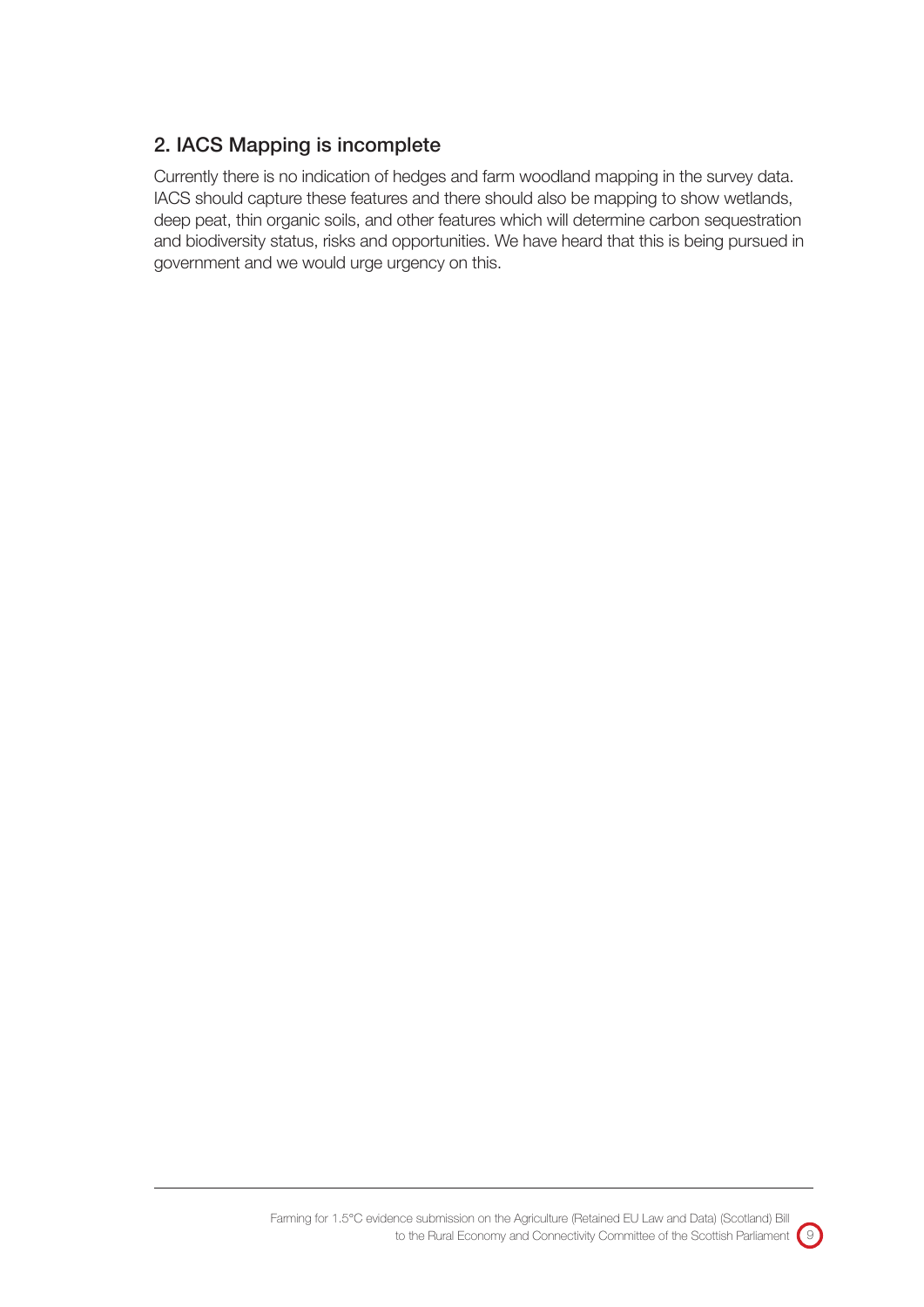## 2. IACS Mapping is incomplete

Currently there is no indication of hedges and farm woodland mapping in the survey data. IACS should capture these features and there should also be mapping to show wetlands, deep peat, thin organic soils, and other features which will determine carbon sequestration and biodiversity status, risks and opportunities. We have heard that this is being pursued in government and we would urge urgency on this.